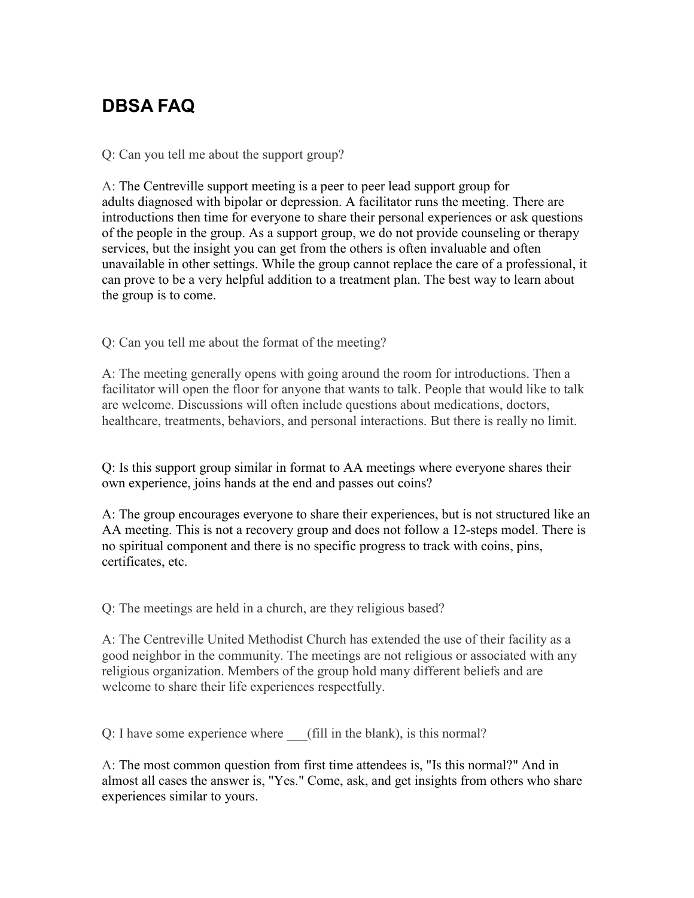# DBSA FAQ

Q: Can you tell me about the support group?

A: The Centreville support meeting is a peer to peer lead support group for adults diagnosed with bipolar or depression. A facilitator runs the meeting. There are introductions then time for everyone to share their personal experiences or ask questions of the people in the group. As a support group, we do not provide counseling or therapy services, but the insight you can get from the others is often invaluable and often unavailable in other settings. While the group cannot replace the care of a professional, it can prove to be a very helpful addition to a treatment plan. The best way to learn about the group is to come.

Q: Can you tell me about the format of the meeting?

A: The meeting generally opens with going around the room for introductions. Then a facilitator will open the floor for anyone that wants to talk. People that would like to talk are welcome. Discussions will often include questions about medications, doctors, healthcare, treatments, behaviors, and personal interactions. But there is really no limit.

Q: Is this support group similar in format to AA meetings where everyone shares their own experience, joins hands at the end and passes out coins?

A: The group encourages everyone to share their experiences, but is not structured like an AA meeting. This is not a recovery group and does not follow a 12-steps model. There is no spiritual component and there is no specific progress to track with coins, pins, certificates, etc.

Q: The meetings are held in a church, are they religious based?

A: The Centreville United Methodist Church has extended the use of their facility as a good neighbor in the community. The meetings are not religious or associated with any religious organization. Members of the group hold many different beliefs and are welcome to share their life experiences respectfully.

Q: I have some experience where ___(fill in the blank), is this normal?

A: The most common question from first time attendees is, "Is this normal?" And in almost all cases the answer is, "Yes." Come, ask, and get insights from others who share experiences similar to yours.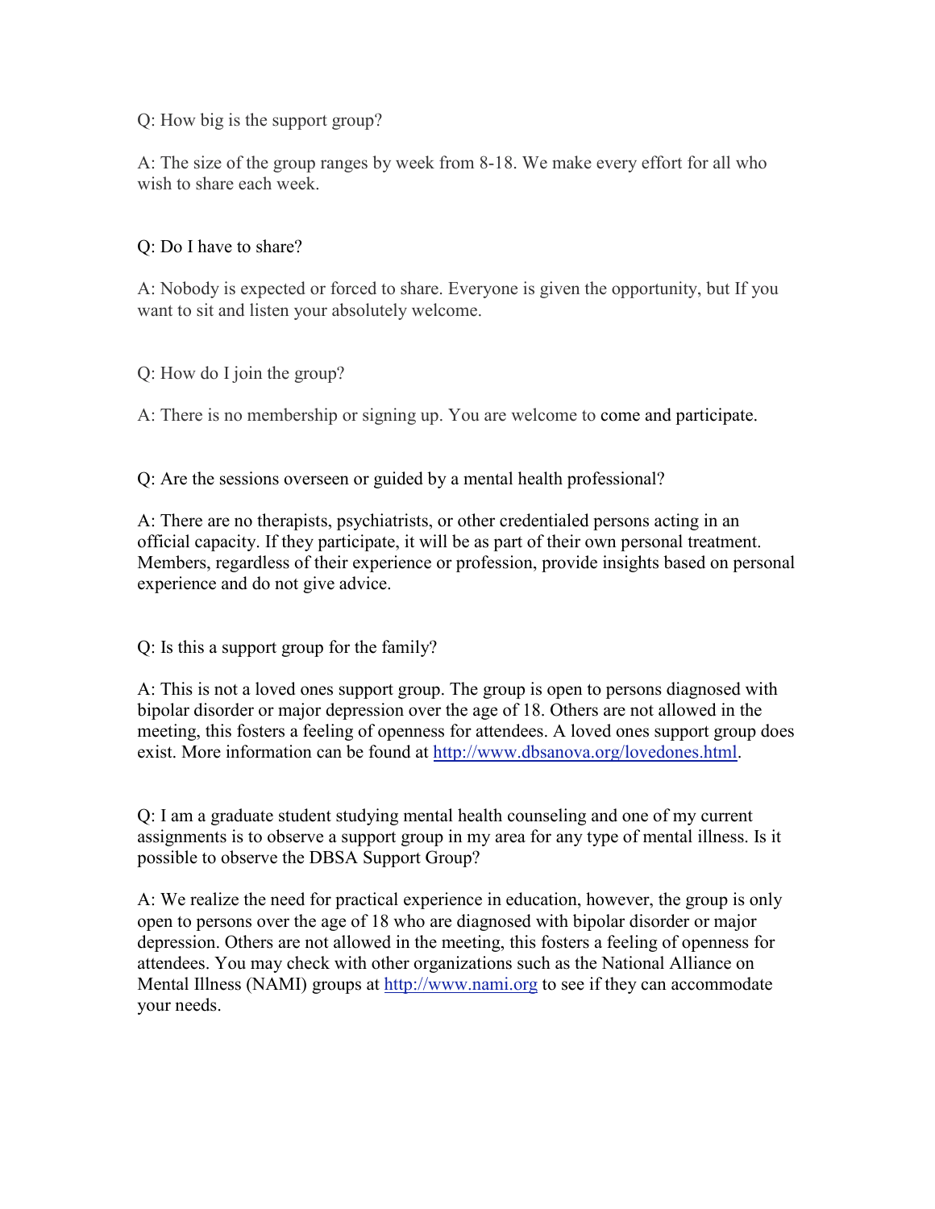Q: How big is the support group?

A: The size of the group ranges by week from 8-18. We make every effort for all who wish to share each week.

Q: Do I have to share?

A: Nobody is expected or forced to share. Everyone is given the opportunity, but If you want to sit and listen your absolutely welcome.

Q: How do I join the group?

A: There is no membership or signing up. You are welcome to come and participate.

Q: Are the sessions overseen or guided by a mental health professional?

A: There are no therapists, psychiatrists, or other credentialed persons acting in an official capacity. If they participate, it will be as part of their own personal treatment. Members, regardless of their experience or profession, provide insights based on personal experience and do not give advice.

Q: Is this a support group for the family?

A: This is not a loved ones support group. The group is open to persons diagnosed with bipolar disorder or major depression over the age of 18. Others are not allowed in the meeting, this fosters a feeling of openness for attendees. A loved ones support group does exist. More information can be found at [http://www.dbsanova.org/lovedones.html](http://www.dbsanova.org/lovedones.html).

Q: I am a graduate student studying mental health counseling and one of my current assignments is to observe a support group in my area for any type of mental illness. Is it possible to observe the DBSA Support Group?

A: We realize the need for practical experience in education, however, the group is only open to persons over the age of 18 who are diagnosed with bipolar disorder or major depression. Others are not allowed in the meeting, this fosters a feeling of openness for attendees. You may check with other organizations such as the National Alliance on Mental Illness (NAMI) groups at [http://www.nami.org](http://www.nami.org) to see if they can accommodate your needs.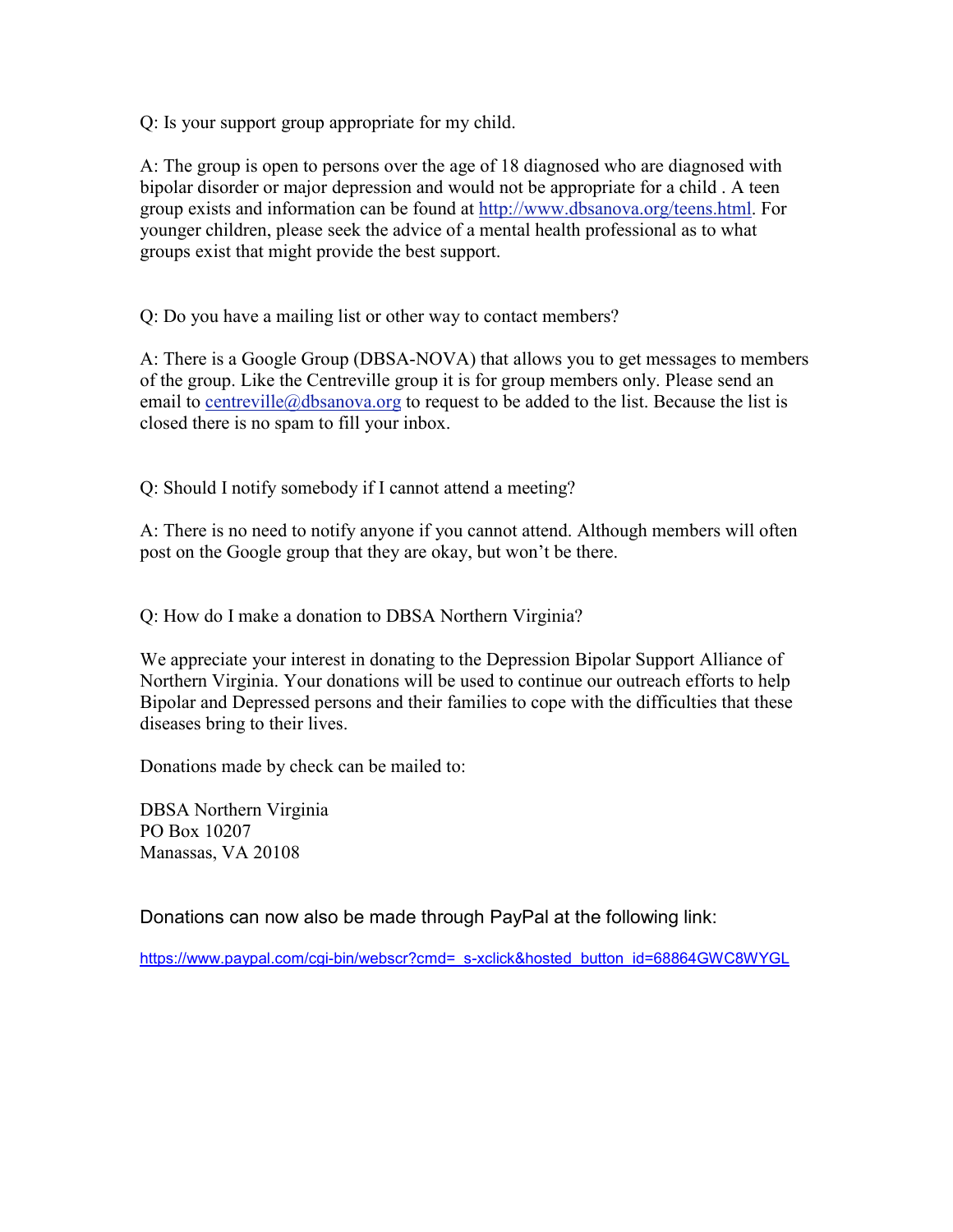Q: Is your support group appropriate for my child.

A: The group is open to persons over the age of 18 diagnosed who are diagnosed with bipolar disorder or major depression and would not be appropriate for a child . A teen group exists and information can be found at http://www.dbsanova.org/teens.html. For younger children, please seek the advice of a mental health professional as to what groups exist that might provide the best support.

Q: Do you have a mailing list or other way to contact members?

A: There is a Google Group (DBSA-NOVA) that allows you to get messages to members of the group. Like the Centreville group it is for group members only. Please send an email to centreville@dbsanova.org to request to be added to the list. Because the list is closed there is no spam to fill your inbox.

Q: Should I notify somebody if I cannot attend a meeting?

A: There is no need to notify anyone if you cannot attend. Although members will often post on the Google group that they are okay, but won't be there.

Q: How do I make a donation to DBSA Northern Virginia?

We appreciate your interest in donating to the Depression Bipolar Support Alliance of Northern Virginia. Your donations will be used to continue our outreach efforts to help Bipolar and Depressed persons and their families to cope with the difficulties that these diseases bring to their lives.

Donations made by check can be mailed to:

DBSA Northern Virginia
PO Box 10207
Manassas, VA 20108

Donations can now also be made through PayPal at the following link:

https://www.paypal.com/cgi-bin/webscr?cmd=_s-xclick&hosted_button_id=68864GWC8WYGL